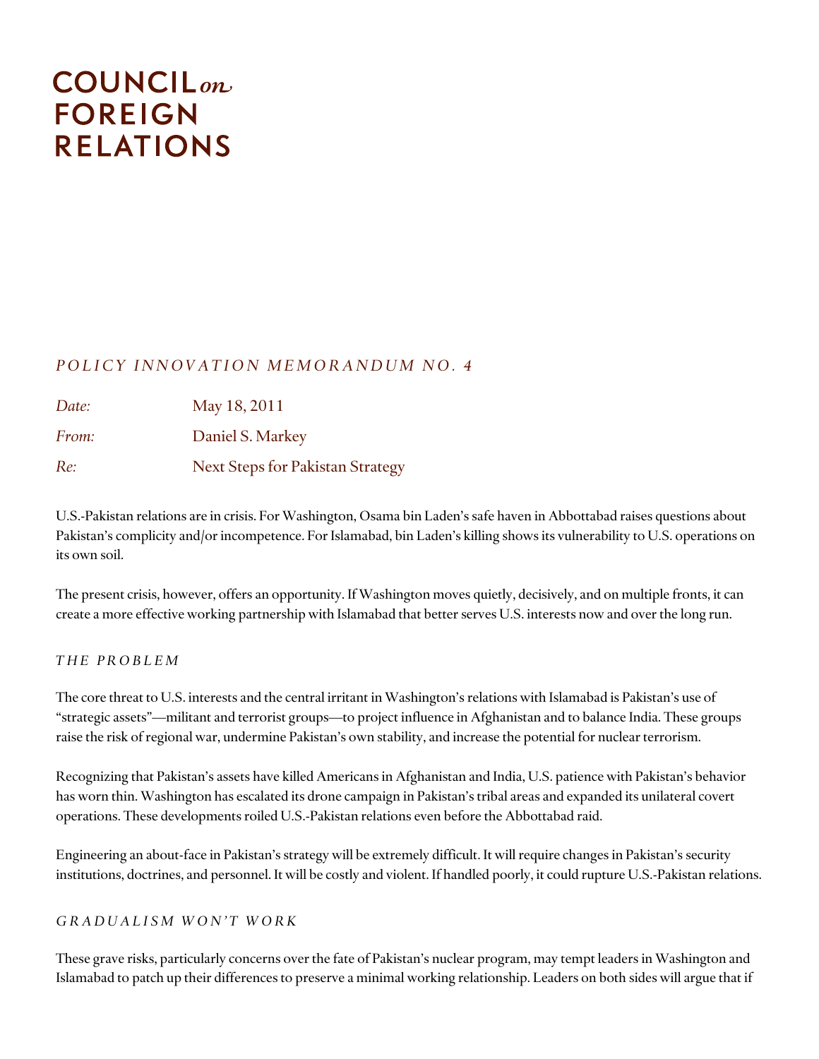# COUNCIL *on* FOREIGN RELATIONS

## *POLICY INNOVATION MEMORANDUM NO. 4*

| | |
|---|---|
| *Date:* | May 18, 2011 |
| *From:* | Daniel S. Markey |
| *Re:* | Next Steps for Pakistan Strategy |

U.S.-Pakistan relations are in crisis. For Washington, Osama bin Laden's safe haven in Abbottabad raises questions about Pakistan's complicity and/or incompetence. For Islamabad, bin Laden's killing shows its vulnerability to U.S. operations on its own soil.

The present crisis, however, offers an opportunity. If Washington moves quietly, decisively, and on multiple fronts, it can create a more effective working partnership with Islamabad that better serves U.S. interests now and over the long run.

### *THE PROBLEM*

The core threat to U.S. interests and the central irritant in Washington's relations with Islamabad is Pakistan's use of "strategic assets"—militant and terrorist groups—to project influence in Afghanistan and to balance India. These groups raise the risk of regional war, undermine Pakistan's own stability, and increase the potential for nuclear terrorism.

Recognizing that Pakistan's assets have killed Americans in Afghanistan and India, U.S. patience with Pakistan's behavior has worn thin. Washington has escalated its drone campaign in Pakistan's tribal areas and expanded its unilateral covert operations. These developments roiled U.S.-Pakistan relations even before the Abbottabad raid.

Engineering an about-face in Pakistan's strategy will be extremely difficult. It will require changes in Pakistan's security institutions, doctrines, and personnel. It will be costly and violent. If handled poorly, it could rupture U.S.-Pakistan relations.

### *GRADUALISM WON'T WORK*

These grave risks, particularly concerns over the fate of Pakistan's nuclear program, may tempt leaders in Washington and Islamabad to patch up their differences to preserve a minimal working relationship. Leaders on both sides will argue that if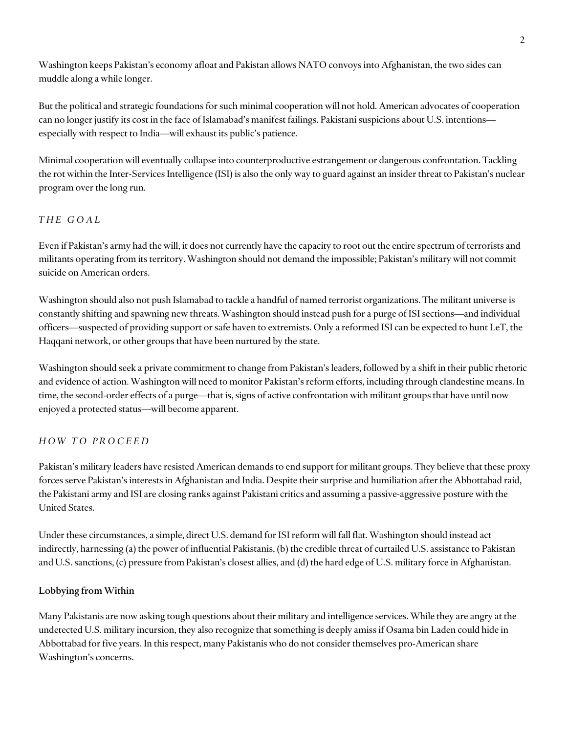Washington keeps Pakistan's economy afloat and Pakistan allows NATO convoys into Afghanistan, the two sides can muddle along a while longer.

But the political and strategic foundations for such minimal cooperation will not hold. American advocates of cooperation can no longer justify its cost in the face of Islamabad's manifest failings. Pakistani suspicions about U.S. intentions—especially with respect to India—will exhaust its public's patience.

Minimal cooperation will eventually collapse into counterproductive estrangement or dangerous confrontation. Tackling the rot within the Inter-Services Intelligence (ISI) is also the only way to guard against an insider threat to Pakistan's nuclear program over the long run.

## *THE GOAL*

Even if Pakistan's army had the will, it does not currently have the capacity to root out the entire spectrum of terrorists and militants operating from its territory. Washington should not demand the impossible; Pakistan's military will not commit suicide on American orders.

Washington should also not push Islamabad to tackle a handful of named terrorist organizations. The militant universe is constantly shifting and spawning new threats. Washington should instead push for a purge of ISI sections—and individual officers—suspected of providing support or safe haven to extremists. Only a reformed ISI can be expected to hunt LeT, the Haqqani network, or other groups that have been nurtured by the state.

Washington should seek a private commitment to change from Pakistan's leaders, followed by a shift in their public rhetoric and evidence of action. Washington will need to monitor Pakistan's reform efforts, including through clandestine means. In time, the second-order effects of a purge—that is, signs of active confrontation with militant groups that have until now enjoyed a protected status—will become apparent.

## *HOW TO PROCEED*

Pakistan's military leaders have resisted American demands to end support for militant groups. They believe that these proxy forces serve Pakistan's interests in Afghanistan and India. Despite their surprise and humiliation after the Abbottabad raid, the Pakistani army and ISI are closing ranks against Pakistani critics and assuming a passive-aggressive posture with the United States.

Under these circumstances, a simple, direct U.S. demand for ISI reform will fall flat. Washington should instead act indirectly, harnessing (a) the power of influential Pakistanis, (b) the credible threat of curtailed U.S. assistance to Pakistan and U.S. sanctions, (c) pressure from Pakistan's closest allies, and (d) the hard edge of U.S. military force in Afghanistan.

### Lobbying from Within

Many Pakistanis are now asking tough questions about their military and intelligence services. While they are angry at the undetected U.S. military incursion, they also recognize that something is deeply amiss if Osama bin Laden could hide in Abbottabad for five years. In this respect, many Pakistanis who do not consider themselves pro-American share Washington's concerns.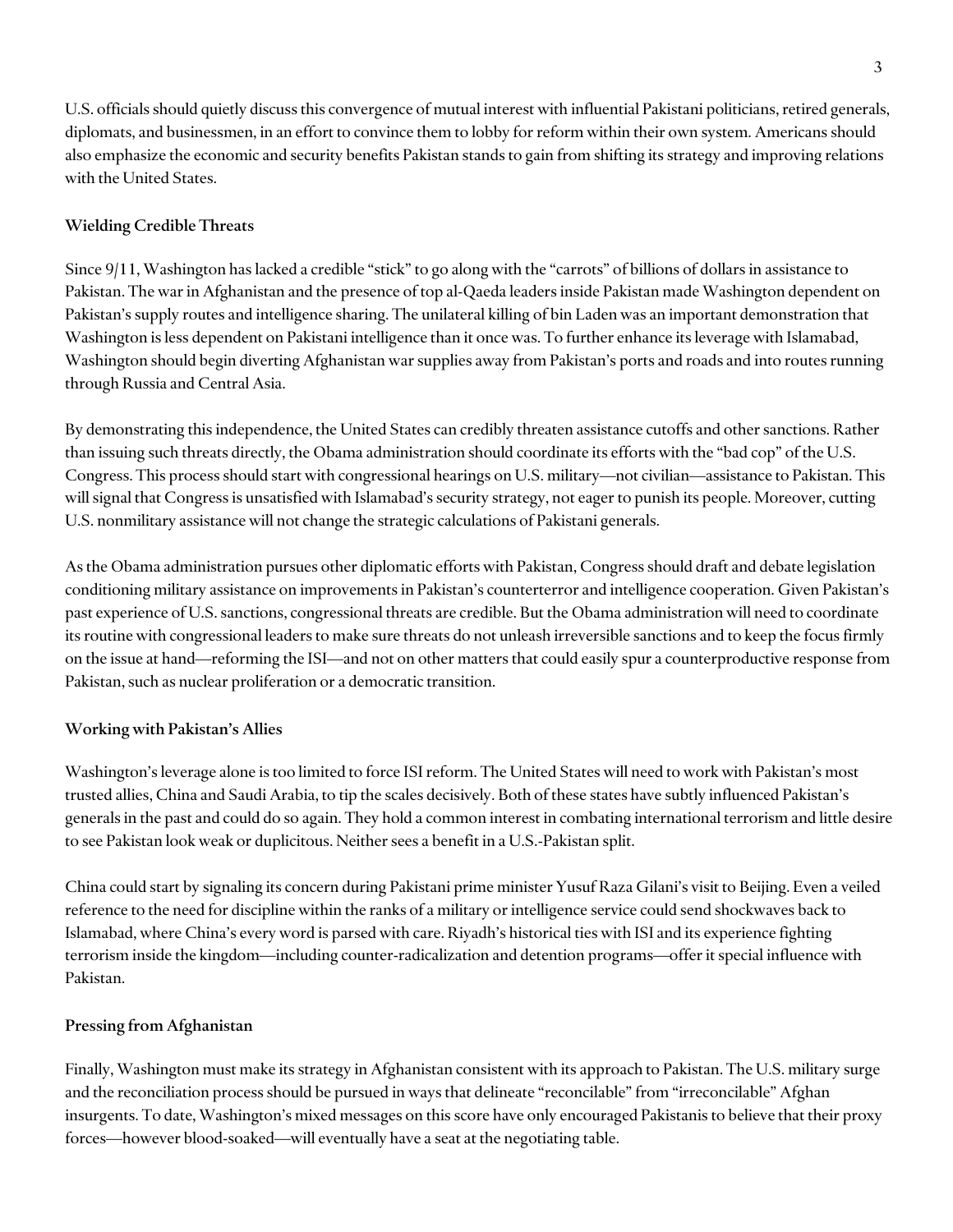U.S. officials should quietly discuss this convergence of mutual interest with influential Pakistani politicians, retired generals, diplomats, and businessmen, in an effort to convince them to lobby for reform within their own system. Americans should also emphasize the economic and security benefits Pakistan stands to gain from shifting its strategy and improving relations with the United States.

### Wielding Credible Threats

Since 9/11, Washington has lacked a credible "stick" to go along with the "carrots" of billions of dollars in assistance to Pakistan. The war in Afghanistan and the presence of top al-Qaeda leaders inside Pakistan made Washington dependent on Pakistan's supply routes and intelligence sharing. The unilateral killing of bin Laden was an important demonstration that Washington is less dependent on Pakistani intelligence than it once was. To further enhance its leverage with Islamabad, Washington should begin diverting Afghanistan war supplies away from Pakistan's ports and roads and into routes running through Russia and Central Asia.

By demonstrating this independence, the United States can credibly threaten assistance cutoffs and other sanctions. Rather than issuing such threats directly, the Obama administration should coordinate its efforts with the "bad cop" of the U.S. Congress. This process should start with congressional hearings on U.S. military—not civilian—assistance to Pakistan. This will signal that Congress is unsatisfied with Islamabad's security strategy, not eager to punish its people. Moreover, cutting U.S. nonmilitary assistance will not change the strategic calculations of Pakistani generals.

As the Obama administration pursues other diplomatic efforts with Pakistan, Congress should draft and debate legislation conditioning military assistance on improvements in Pakistan's counterterror and intelligence cooperation. Given Pakistan's past experience of U.S. sanctions, congressional threats are credible. But the Obama administration will need to coordinate its routine with congressional leaders to make sure threats do not unleash irreversible sanctions and to keep the focus firmly on the issue at hand—reforming the ISI—and not on other matters that could easily spur a counterproductive response from Pakistan, such as nuclear proliferation or a democratic transition.

### Working with Pakistan's Allies

Washington's leverage alone is too limited to force ISI reform. The United States will need to work with Pakistan's most trusted allies, China and Saudi Arabia, to tip the scales decisively. Both of these states have subtly influenced Pakistan's generals in the past and could do so again. They hold a common interest in combating international terrorism and little desire to see Pakistan look weak or duplicitous. Neither sees a benefit in a U.S.-Pakistan split.

China could start by signaling its concern during Pakistani prime minister Yusuf Raza Gilani's visit to Beijing. Even a veiled reference to the need for discipline within the ranks of a military or intelligence service could send shockwaves back to Islamabad, where China's every word is parsed with care. Riyadh's historical ties with ISI and its experience fighting terrorism inside the kingdom—including counter-radicalization and detention programs—offer it special influence with Pakistan.

### Pressing from Afghanistan

Finally, Washington must make its strategy in Afghanistan consistent with its approach to Pakistan. The U.S. military surge and the reconciliation process should be pursued in ways that delineate "reconcilable" from "irreconcilable" Afghan insurgents. To date, Washington's mixed messages on this score have only encouraged Pakistanis to believe that their proxy forces—however blood-soaked—will eventually have a seat at the negotiating table.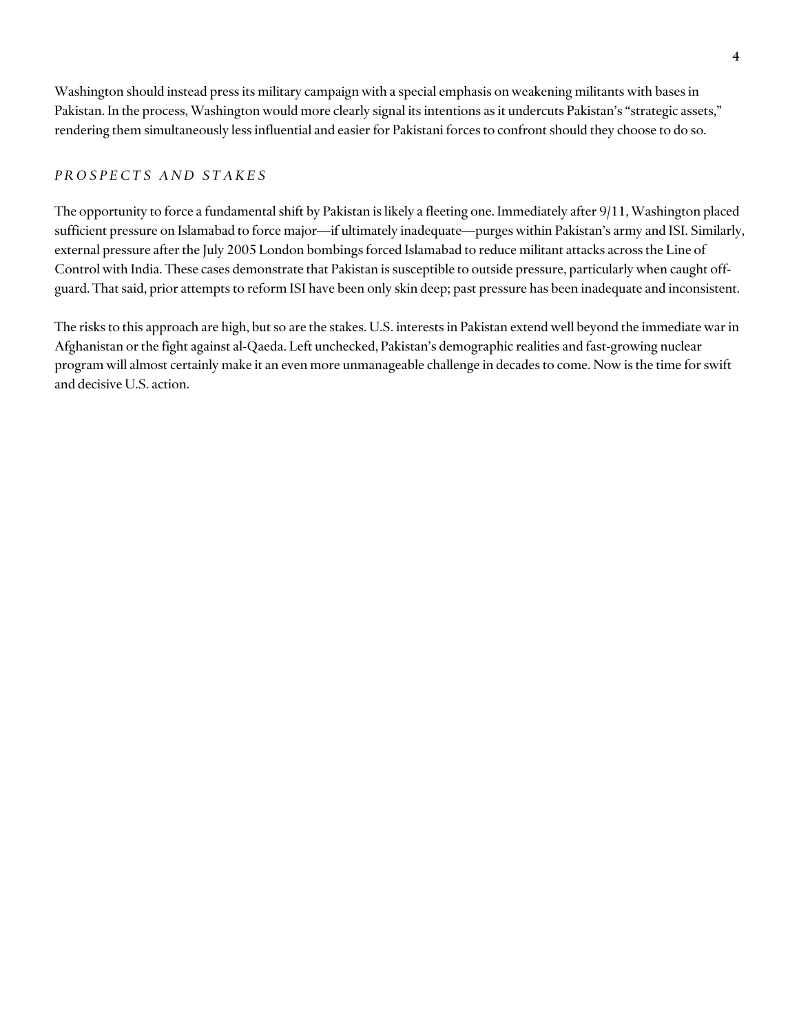Washington should instead press its military campaign with a special emphasis on weakening militants with bases in Pakistan. In the process, Washington would more clearly signal its intentions as it undercuts Pakistan's "strategic assets," rendering them simultaneously less influential and easier for Pakistani forces to confront should they choose to do so.

## *PROSPECTS AND STAKES*

The opportunity to force a fundamental shift by Pakistan is likely a fleeting one. Immediately after 9/11, Washington placed sufficient pressure on Islamabad to force major—if ultimately inadequate—purges within Pakistan's army and ISI. Similarly, external pressure after the July 2005 London bombings forced Islamabad to reduce militant attacks across the Line of Control with India. These cases demonstrate that Pakistan is susceptible to outside pressure, particularly when caught off-guard. That said, prior attempts to reform ISI have been only skin deep; past pressure has been inadequate and inconsistent.

The risks to this approach are high, but so are the stakes. U.S. interests in Pakistan extend well beyond the immediate war in Afghanistan or the fight against al-Qaeda. Left unchecked, Pakistan's demographic realities and fast-growing nuclear program will almost certainly make it an even more unmanageable challenge in decades to come. Now is the time for swift and decisive U.S. action.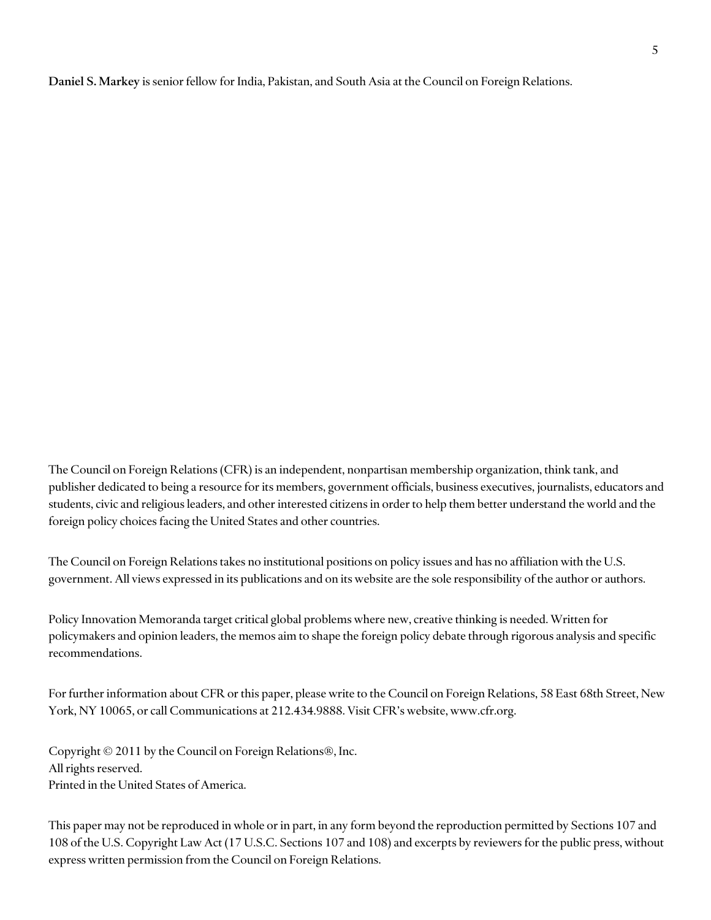**Daniel S. Markey** is senior fellow for India, Pakistan, and South Asia at the Council on Foreign Relations.

The Council on Foreign Relations (CFR) is an independent, nonpartisan membership organization, think tank, and publisher dedicated to being a resource for its members, government officials, business executives, journalists, educators and students, civic and religious leaders, and other interested citizens in order to help them better understand the world and the foreign policy choices facing the United States and other countries.

The Council on Foreign Relations takes no institutional positions on policy issues and has no affiliation with the U.S. government. All views expressed in its publications and on its website are the sole responsibility of the author or authors.

Policy Innovation Memoranda target critical global problems where new, creative thinking is needed. Written for policymakers and opinion leaders, the memos aim to shape the foreign policy debate through rigorous analysis and specific recommendations.

For further information about CFR or this paper, please write to the Council on Foreign Relations, 58 East 68th Street, New York, NY 10065, or call Communications at 212.434.9888. Visit CFR's website, www.cfr.org.

Copyright © 2011 by the Council on Foreign Relations®, Inc.
All rights reserved.
Printed in the United States of America.

This paper may not be reproduced in whole or in part, in any form beyond the reproduction permitted by Sections 107 and 108 of the U.S. Copyright Law Act (17 U.S.C. Sections 107 and 108) and excerpts by reviewers for the public press, without express written permission from the Council on Foreign Relations.